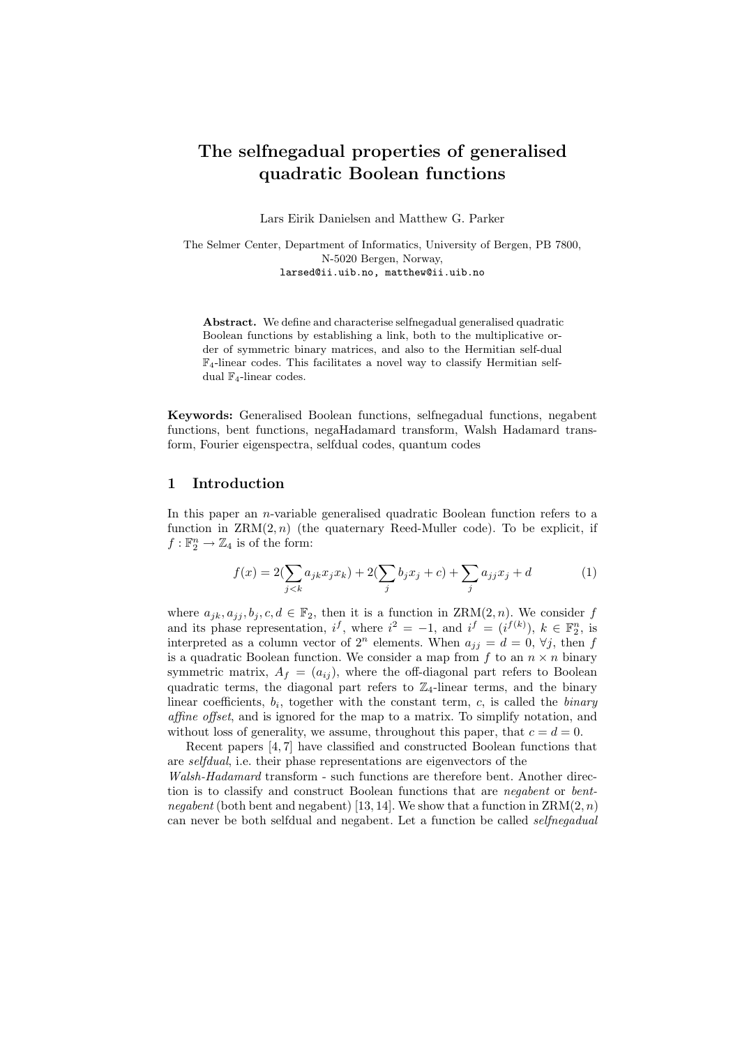# The selfnegadual properties of generalised quadratic Boolean functions

Lars Eirik Danielsen and Matthew G. Parker

The Selmer Center, Department of Informatics, University of Bergen, PB 7800, N-5020 Bergen, Norway,
larsed@ii.uib.no, matthew@ii.uib.no

**Abstract.** We define and characterise selfnegadual generalised quadratic Boolean functions by establishing a link, both to the multiplicative order of symmetric binary matrices, and also to the Hermitian self-dual $\mathbb{F}_4$-linear codes. This facilitates a novel way to classify Hermitian self-dual $\mathbb{F}_4$-linear codes.

**Keywords:** Generalised Boolean functions, selfnegadual functions, negabent functions, bent functions, negaHadamard transform, Walsh Hadamard transform, Fourier eigenspectra, selfdual codes, quantum codes

## 1 Introduction

In this paper an $n$-variable generalised quadratic Boolean function refers to a function in $\mathrm{ZRM}(2, n)$ (the quaternary Reed-Muller code). To be explicit, if $f : \mathbb{F}_2^n \to \mathbb{Z}_4$ is of the form:

$$f(x) = 2(\sum_{j<k} a_{jk} x_j x_k) + 2(\sum_j b_j x_j + c) + \sum_j a_{jj} x_j + d \tag{1}$$

where $a_{jk}, a_{jj}, b_j, c, d \in \mathbb{F}_2$, then it is a function in $\mathrm{ZRM}(2, n)$. We consider $f$ and its phase representation, $i^f$, where $i^2 = -1$, and $i^f = (i^{f(k)})$, $k \in \mathbb{F}_2^n$, is interpreted as a column vector of $2^n$ elements. When $a_{jj} = d = 0$, $\forall j$, then $f$ is a quadratic Boolean function. We consider a map from $f$ to an $n \times n$ binary symmetric matrix, $A_f = (a_{ij})$, where the off-diagonal part refers to Boolean quadratic terms, the diagonal part refers to $\mathbb{Z}_4$-linear terms, and the binary linear coefficients, $b_i$, together with the constant term, $c$, is called the *binary affine offset*, and is ignored for the map to a matrix. To simplify notation, and without loss of generality, we assume, throughout this paper, that $c = d = 0$.

Recent papers [4, 7] have classified and constructed Boolean functions that are *selfdual*, i.e. their phase representations are eigenvectors of the *Walsh-Hadamard* transform - such functions are therefore bent. Another direction is to classify and construct Boolean functions that are *negabent* or *bent-negabent* (both bent and negabent) [13, 14]. We show that a function in $\mathrm{ZRM}(2, n)$ can never be both selfdual and negabent. Let a function be called *selfnegadual*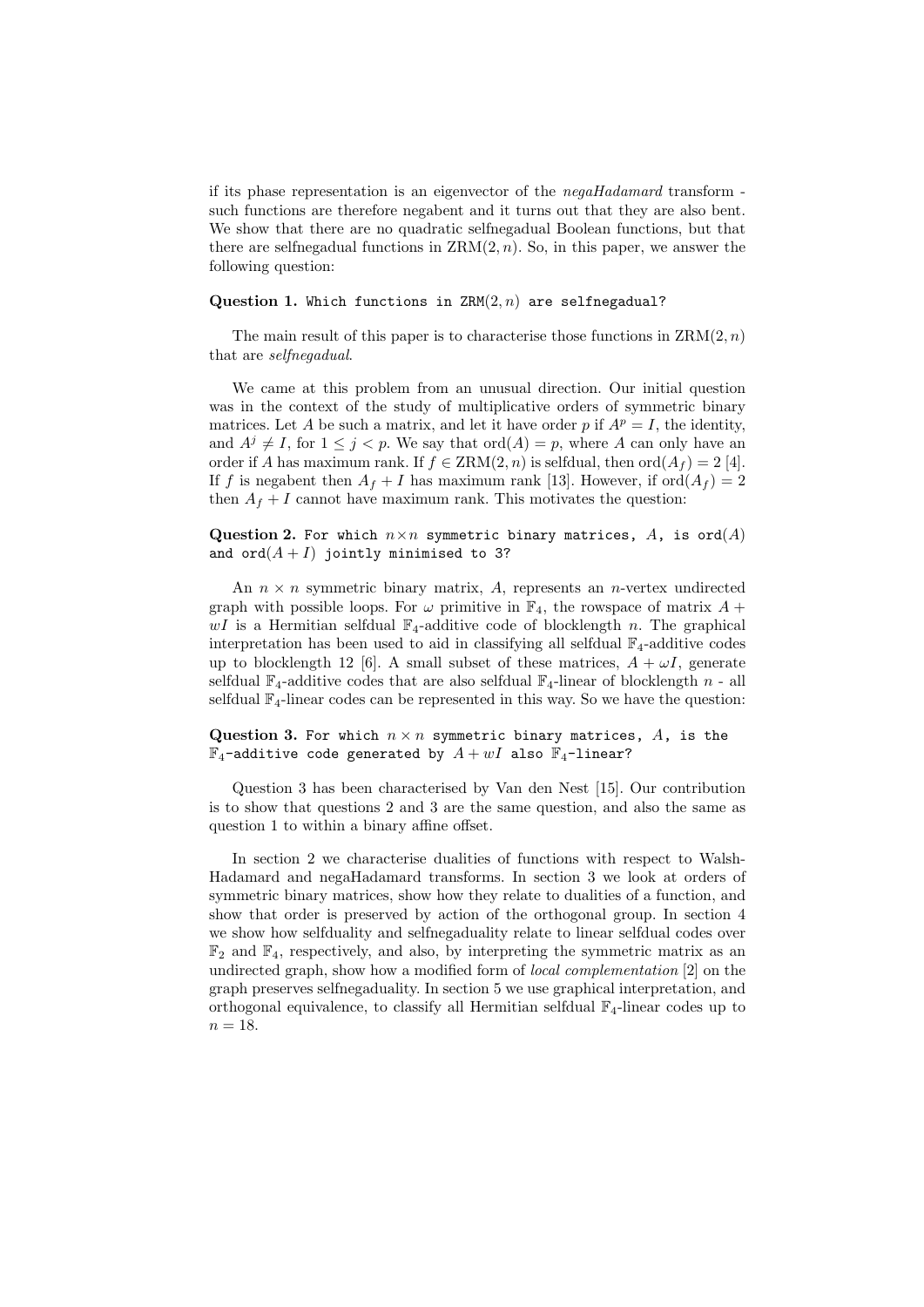if its phase representation is an eigenvector of the *negaHadamard* transform - such functions are therefore negabent and it turns out that they are also bent. We show that there are no quadratic selfnegadual Boolean functions, but that there are selfnegadual functions in $\mathrm{ZRM}(2, n)$. So, in this paper, we answer the following question:

**Question 1.** `Which functions in` $\mathrm{ZRM}(2, n)$ `are selfnegadual?`

The main result of this paper is to characterise those functions in $\mathrm{ZRM}(2, n)$ that are *selfnegadual*.

We came at this problem from an unusual direction. Our initial question was in the context of the study of multiplicative orders of symmetric binary matrices. Let $A$ be such a matrix, and let it have order $p$ if $A^p = I$, the identity, and $A^j \neq I$, for $1 \leq j < p$. We say that $\mathrm{ord}(A) = p$, where $A$ can only have an order if $A$ has maximum rank. If $f \in \mathrm{ZRM}(2, n)$ is selfdual, then $\mathrm{ord}(A_f) = 2$ [4]. If $f$ is negabent then $A_f + I$ has maximum rank [13]. However, if $\mathrm{ord}(A_f) = 2$ then $A_f + I$ cannot have maximum rank. This motivates the question:

**Question 2.** `For which` $n \times n$ `symmetric binary matrices,` $A$`, is` $\mathrm{ord}(A)$ `and` $\mathrm{ord}(A + I)$ `jointly minimised to 3?`

An $n \times n$ symmetric binary matrix, $A$, represents an $n$-vertex undirected graph with possible loops. For $\omega$ primitive in $\mathbb{F}_4$, the rowspace of matrix $A + wI$ is a Hermitian selfdual $\mathbb{F}_4$-additive code of blocklength $n$. The graphical interpretation has been used to aid in classifying all selfdual $\mathbb{F}_4$-additive codes up to blocklength 12 [6]. A small subset of these matrices, $A + \omega I$, generate selfdual $\mathbb{F}_4$-additive codes that are also selfdual $\mathbb{F}_4$-linear of blocklength $n$ - all selfdual $\mathbb{F}_4$-linear codes can be represented in this way. So we have the question:

**Question 3.** `For which` $n \times n$ `symmetric binary matrices,` $A$`, is the` $\mathbb{F}_4$`-additive code generated by` $A + wI$ `also` $\mathbb{F}_4$`-linear?`

Question 3 has been characterised by Van den Nest [15]. Our contribution is to show that questions 2 and 3 are the same question, and also the same as question 1 to within a binary affine offset.

In section 2 we characterise dualities of functions with respect to Walsh-Hadamard and negaHadamard transforms. In section 3 we look at orders of symmetric binary matrices, show how they relate to dualities of a function, and show that order is preserved by action of the orthogonal group. In section 4 we show how selfduality and selfnegaduality relate to linear selfdual codes over $\mathbb{F}_2$ and $\mathbb{F}_4$, respectively, and also, by interpreting the symmetric matrix as an undirected graph, show how a modified form of *local complementation* [2] on the graph preserves selfnegaduality. In section 5 we use graphical interpretation, and orthogonal equivalence, to classify all Hermitian selfdual $\mathbb{F}_4$-linear codes up to $n = 18$.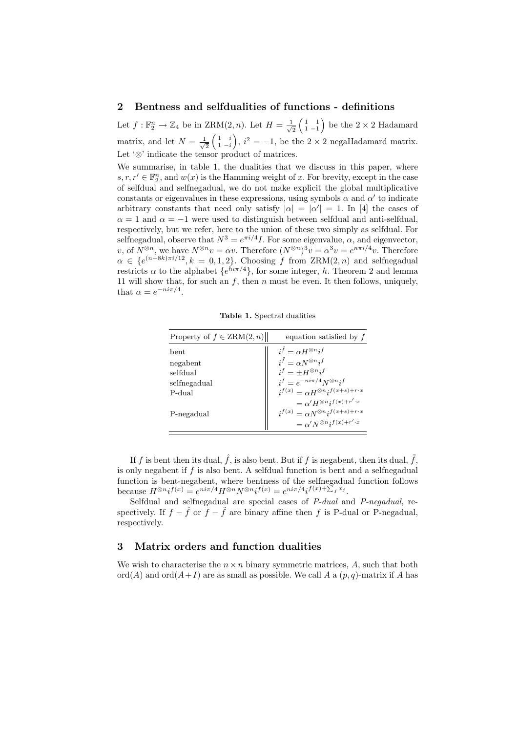## 2 Bentness and selfdualities of functions - definitions

Let $f : \mathbb{F}_2^n \rightarrow \mathbb{Z}_4$ be in ZRM$(2, n)$. Let $H = \frac{1}{\sqrt{2}}\begin{pmatrix} 1 & 1 \\ 1 & -1 \end{pmatrix}$ be the $2 \times 2$ Hadamard matrix, and let $N = \frac{1}{\sqrt{2}}\begin{pmatrix} 1 & i \\ 1 & -i \end{pmatrix}$, $i^2 = -1$, be the $2 \times 2$ negaHadamard matrix. Let '$\otimes$' indicate the tensor product of matrices.

We summarise, in table 1, the dualities that we discuss in this paper, where $s, r, r' \in \mathbb{F}_2^n$, and $w(x)$ is the Hamming weight of $x$. For brevity, except in the case of selfdual and selfnegadual, we do not make explicit the global multiplicative constants or eigenvalues in these expressions, using symbols $\alpha$ and $\alpha'$ to indicate arbitrary constants that need only satisfy $|\alpha| = |\alpha'| = 1$. In [4] the cases of $\alpha = 1$ and $\alpha = -1$ were used to distinguish between selfdual and anti-selfdual, respectively, but we refer, here to the union of these two simply as selfdual. For selfnegadual, observe that $N^3 = e^{\pi i/4}I$. For some eigenvalue, $\alpha$, and eigenvector, $v$, of $N^{\otimes n}$, we have $N^{\otimes n}v = \alpha v$. Therefore $(N^{\otimes n})^3 v = \alpha^3 v = e^{n\pi i/4}v$. Therefore $\alpha \in \{e^{(n+8k)\pi i/12}, k = 0, 1, 2\}$. Choosing $f$ from ZRM$(2, n)$ and selfnegadual restricts $\alpha$ to the alphabet $\{e^{hi\pi/4}\}$, for some integer, $h$. Theorem 2 and lemma 11 will show that, for such an $f$, then $n$ must be even. It then follows, uniquely, that $\alpha = e^{-ni\pi/4}$.

**Table 1.** Spectral dualities

| Property of $f \in$ ZRM$(2, n)$ | equation satisfied by $f$ |
|---|---|
| bent | $i^{\hat{f}} = \alpha H^{\otimes n} i^f$ |
| negabent | $i^{\tilde{f}} = \alpha N^{\otimes n} i^f$ |
| selfdual | $i^f = \pm H^{\otimes n} i^f$ |
| selfnegadual | $i^f = e^{-ni\pi/4} N^{\otimes n} i^f$ |
| P-dual | $i^{f(x)} = \alpha H^{\otimes n} i^{f(x+s)+r\cdot x}$ |
| | $= \alpha' H^{\otimes n} i^{f(x)+r'\cdot x}$ |
| P-negadual | $i^{f(x)} = \alpha N^{\otimes n} i^{f(x+s)+r\cdot x}$ |
| | $= \alpha' N^{\otimes n} i^{f(x)+r'\cdot x}$ |

If $f$ is bent then its dual, $\hat{f}$, is also bent. But if $f$ is negabent, then its dual, $\tilde{f}$, is only negabent if $f$ is also bent. A selfdual function is bent and a selfnegadual function is bent-negabent, where bentness of the selfnegadual function follows because $H^{\otimes n} i^{f(x)} = e^{ni\pi/4} H^{\otimes n} N^{\otimes n} i^{f(x)} = e^{ni\pi/4} i^{f(x)+\sum_j x_j}$.

Selfdual and selfnegadual are special cases of *P-dual* and *P-negadual*, respectively. If $f - \hat{f}$ or $f - \tilde{f}$ are binary affine then $f$ is P-dual or P-negadual, respectively.

## 3 Matrix orders and function dualities

We wish to characterise the $n \times n$ binary symmetric matrices, $A$, such that both ord$(A)$ and ord$(A+I)$ are as small as possible. We call $A$ a $(p, q)$-matrix if $A$ has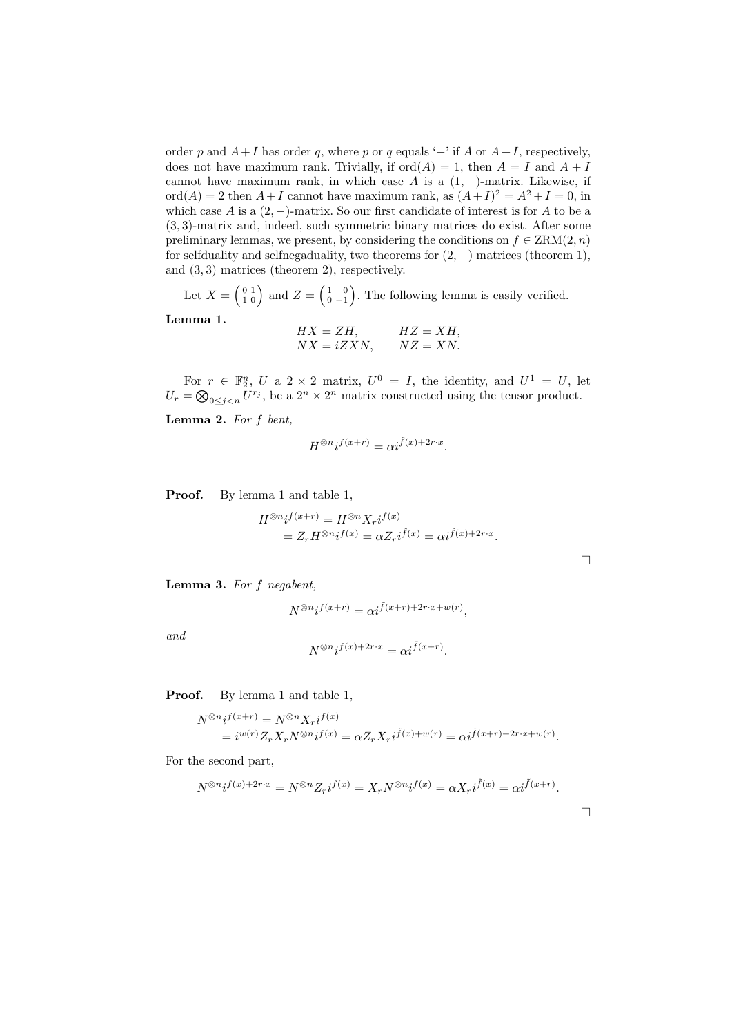order $p$ and $A+I$ has order $q$, where $p$ or $q$ equals '$-$' if $A$ or $A+I$, respectively, does not have maximum rank. Trivially, if $\text{ord}(A) = 1$, then $A = I$ and $A + I$ cannot have maximum rank, in which case $A$ is a $(1, -)$-matrix. Likewise, if $\text{ord}(A) = 2$ then $A+I$ cannot have maximum rank, as $(A+I)^2 = A^2 + I = 0$, in which case $A$ is a $(2, -)$-matrix. So our first candidate of interest is for $A$ to be a $(3, 3)$-matrix and, indeed, such symmetric binary matrices do exist. After some preliminary lemmas, we present, by considering the conditions on $f \in \text{ZRM}(2, n)$ for selfduality and selfnegaduality, two theorems for $(2, -)$ matrices (theorem 1), and $(3, 3)$ matrices (theorem 2), respectively.

Let $X = \begin{pmatrix} 0 & 1 \\ 1 & 0 \end{pmatrix}$ and $Z = \begin{pmatrix} 1 & 0 \\ 0 & -1 \end{pmatrix}$. The following lemma is easily verified.

**Lemma 1.**

$$HX = ZH, \qquad HZ = XH,$$
$$NX = iZXN, \qquad NZ = XN.$$

For $r \in \mathbb{F}_2^n$, $U$ a $2 \times 2$ matrix, $U^0 = I$, the identity, and $U^1 = U$, let $U_r = \bigotimes_{0 \le j < n} U^{r_j}$, be a $2^n \times 2^n$ matrix constructed using the tensor product.

**Lemma 2.** *For $f$ bent,*

$$H^{\otimes n} i^{f(x+r)} = \alpha i^{\hat{f}(x) + 2r \cdot x}.$$

**Proof.** By lemma 1 and table 1,

$$\begin{aligned} H^{\otimes n} i^{f(x+r)} &= H^{\otimes n} X_r i^{f(x)} \\ &= Z_r H^{\otimes n} i^{f(x)} = \alpha Z_r i^{\hat{f}(x)} = \alpha i^{\hat{f}(x) + 2r \cdot x}. \end{aligned}$$

□

**Lemma 3.** *For $f$ negabent,*

$$N^{\otimes n} i^{f(x+r)} = \alpha i^{\tilde{f}(x+r) + 2r \cdot x + w(r)},$$

*and*

$$N^{\otimes n} i^{f(x) + 2r \cdot x} = \alpha i^{\tilde{f}(x+r)}.$$

**Proof.** By lemma 1 and table 1,

$$\begin{aligned} N^{\otimes n} i^{f(x+r)} &= N^{\otimes n} X_r i^{f(x)} \\ &= i^{w(r)} Z_r X_r N^{\otimes n} i^{f(x)} = \alpha Z_r X_r i^{\tilde{f}(x) + w(r)} = \alpha i^{\tilde{f}(x+r) + 2r \cdot x + w(r)}. \end{aligned}$$

For the second part,

$$N^{\otimes n} i^{f(x) + 2r \cdot x} = N^{\otimes n} Z_r i^{f(x)} = X_r N^{\otimes n} i^{f(x)} = \alpha X_r i^{\tilde{f}(x)} = \alpha i^{\tilde{f}(x+r)}.$$

□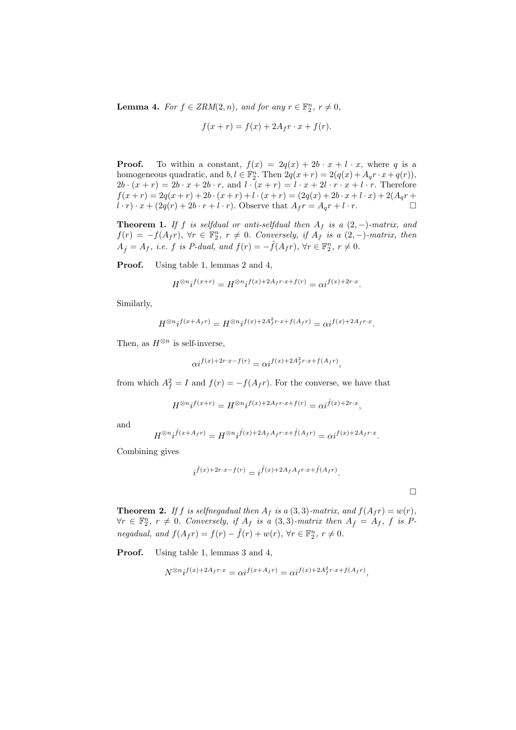**Lemma 4.** *For $f \in ZRM(2,n)$, and for any $r \in \mathbb{F}_2^n$, $r \neq 0$,*

$$f(x+r) = f(x) + 2A_f r \cdot x + f(r).$$

**Proof.** To within a constant, $f(x) = 2q(x) + 2b \cdot x + l \cdot x$, where $q$ is a homogeneous quadratic, and $b, l \in \mathbb{F}_2^n$. Then $2q(x+r) = 2(q(x) + A_q r \cdot x + q(r))$, $2b \cdot (x+r) = 2b \cdot x + 2b \cdot r$, and $l \cdot (x+r) = l \cdot x + 2l \cdot r \cdot x + l \cdot r$. Therefore $f(x+r) = 2q(x+r) + 2b \cdot (x+r) + l \cdot (x+r) = (2q(x) + 2b \cdot x + l \cdot x) + 2(A_q r + l \cdot r) \cdot x + (2q(r) + 2b \cdot r + l \cdot r)$. Observe that $A_f r = A_q r + l \cdot r$. $\square$

**Theorem 1.** *If $f$ is selfdual or anti-selfdual then $A_f$ is a $(2,-)$-matrix, and $f(r) = -f(A_f r)$, $\forall r \in \mathbb{F}_2^n$, $r \neq 0$. Conversely, if $A_f$ is a $(2,-)$-matrix, then $A_{\hat{f}} = A_f$, i.e. $f$ is P-dual, and $f(r) = -\hat{f}(A_f r)$, $\forall r \in \mathbb{F}_2^n$, $r \neq 0$.*

**Proof.** Using table 1, lemmas 2 and 4,

$$H^{\otimes n} i^{f(x+r)} = H^{\otimes n} i^{f(x) + 2A_f r \cdot x + f(r)} = \alpha i^{f(x) + 2r \cdot x}.$$

Similarly,

$$H^{\otimes n} i^{f(x + A_f r)} = H^{\otimes n} i^{f(x) + 2A_f^2 r \cdot x + f(A_f r)} = \alpha i^{f(x) + 2A_f r \cdot x}.$$

Then, as $H^{\otimes n}$ is self-inverse,

$$\alpha i^{f(x) + 2r \cdot x - f(r)} = \alpha i^{f(x) + 2A_f^2 r \cdot x + f(A_f r)},$$

from which $A_f^2 = I$ and $f(r) = -f(A_f r)$. For the converse, we have that

$$H^{\otimes n} i^{f(x+r)} = H^{\otimes n} i^{f(x) + 2A_f r \cdot x + f(r)} = \alpha i^{\hat{f}(x) + 2r \cdot x},$$

and

$$H^{\otimes n} i^{\hat{f}(x + A_f r)} = H^{\otimes n} i^{\hat{f}(x) + 2A_f A_{\hat{f}} r \cdot x + \hat{f}(A_f r)} = \alpha i^{f(x) + 2A_f r \cdot x}.$$

Combining gives

$$i^{\hat{f}(x) + 2r \cdot x - f(r)} = i^{\hat{f}(x) + 2A_f A_{\hat{f}} r \cdot x + \hat{f}(A_f r)}.$$

$\square$

**Theorem 2.** *If $f$ is selfnegadual then $A_f$ is a $(3,3)$-matrix, and $f(A_f r) = w(r)$, $\forall r \in \mathbb{F}_2^n$, $r \neq 0$. Conversely, if $A_f$ is a $(3,3)$-matrix then $A_{\tilde{f}} = A_f$, $f$ is P-negadual, and $f(A_f r) = f(r) - \tilde{f}(r) + w(r)$, $\forall r \in \mathbb{F}_2^n$, $r \neq 0$.*

**Proof.** Using table 1, lemmas 3 and 4,

$$N^{\otimes n} i^{f(x) + 2A_f r \cdot x} = \alpha i^{f(x + A_f r)} = \alpha i^{f(x) + 2A_f^2 r \cdot x + f(A_f r)},$$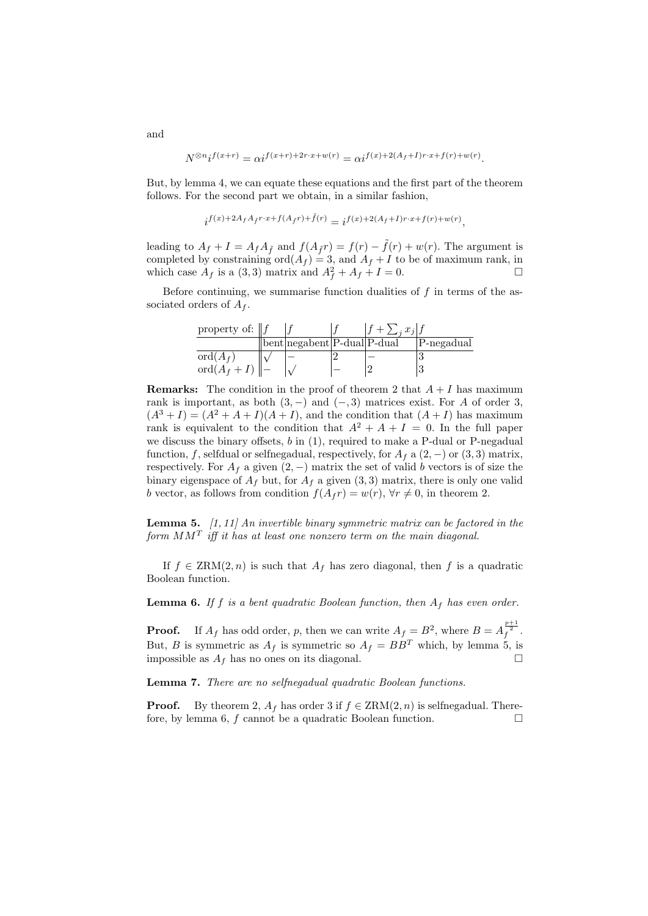and

$$N^{\otimes n} i^{f(x+r)} = \alpha i^{f(x+r)+2r\cdot x+w(r)} = \alpha i^{f(x)+2(A_f+I)r\cdot x+f(r)+w(r)}.$$

But, by lemma 4, we can equate these equations and the first part of the theorem follows. For the second part we obtain, in a similar fashion,

$$i^{f(x)+2A_f A_{\tilde{f}} r\cdot x+f(A_{\tilde{f}} r)+\tilde{f}(r)} = i^{f(x)+2(A_f+I)r\cdot x+f(r)+w(r)},$$

leading to $A_f + I = A_f A_{\tilde{f}}$ and $f(A_{\tilde{f}} r) = f(r) - \tilde{f}(r) + w(r)$. The argument is completed by constraining $\text{ord}(A_f) = 3$, and $A_f + I$ to be of maximum rank, in which case $A_f$ is a $(3,3)$ matrix and $A_f^2 + A_f + I = 0$. $\square$

Before continuing, we summarise function dualities of $f$ in terms of the associated orders of $A_f$.

| property of: | $f$ | $f$ | $f$ | $f + \sum_j x_j$ | $f$ |
|---|---|---|---|---|---|
| | bent | negabent | P-dual | P-dual | P-negadual |
| $\text{ord}(A_f)$ | $\surd$ | $-$ | 2 | $-$ | 3 |
| $\text{ord}(A_f + I)$ | $-$ | $\surd$ | $-$ | 2 | 3 |

**Remarks:** The condition in the proof of theorem 2 that $A + I$ has maximum rank is important, as both $(3,-)$ and $(-,3)$ matrices exist. For $A$ of order 3, $(A^3 + I) = (A^2 + A + I)(A + I)$, and the condition that $(A + I)$ has maximum rank is equivalent to the condition that $A^2 + A + I = 0$. In the full paper we discuss the binary offsets, $b$ in (1), required to make a P-dual or P-negadual function, $f$, selfdual or selfnegadual, respectively, for $A_f$ a $(2,-)$ or $(3,3)$ matrix, respectively. For $A_f$ a given $(2,-)$ matrix the set of valid $b$ vectors is of size the binary eigenspace of $A_f$ but, for $A_f$ a given $(3,3)$ matrix, there is only one valid $b$ vector, as follows from condition $f(A_f r) = w(r)$, $\forall r \neq 0$, in theorem 2.

**Lemma 5.** *[1, 11] An invertible binary symmetric matrix can be factored in the form $MM^T$ iff it has at least one nonzero term on the main diagonal.*

If $f \in \text{ZRM}(2,n)$ is such that $A_f$ has zero diagonal, then $f$ is a quadratic Boolean function.

**Lemma 6.** *If $f$ is a bent quadratic Boolean function, then $A_f$ has even order.*

**Proof.** If $A_f$ has odd order, $p$, then we can write $A_f = B^2$, where $B = A_f^{\frac{p+1}{2}}$. But, $B$ is symmetric as $A_f$ is symmetric so $A_f = BB^T$ which, by lemma 5, is impossible as $A_f$ has no ones on its diagonal. $\square$

**Lemma 7.** *There are no selfnegadual quadratic Boolean functions.*

**Proof.** By theorem 2, $A_f$ has order 3 if $f \in \text{ZRM}(2,n)$ is selfnegadual. Therefore, by lemma 6, $f$ cannot be a quadratic Boolean function. $\square$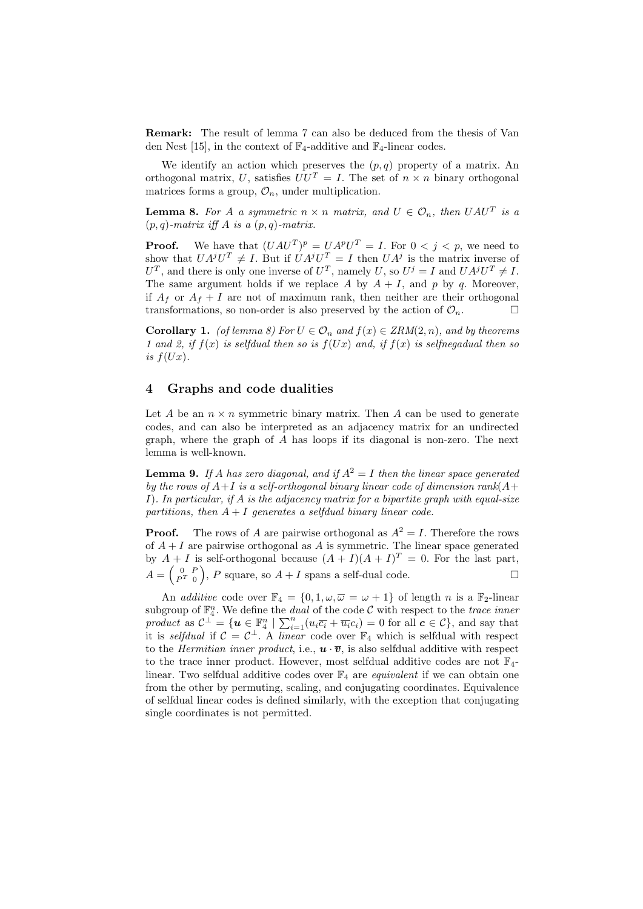**Remark:** The result of lemma 7 can also be deduced from the thesis of Van den Nest [15], in the context of $\mathbb{F}_4$-additive and $\mathbb{F}_4$-linear codes.

We identify an action which preserves the $(p, q)$ property of a matrix. An orthogonal matrix, $U$, satisfies $UU^T = I$. The set of $n \times n$ binary orthogonal matrices forms a group, $\mathcal{O}_n$, under multiplication.

**Lemma 8.** *For $A$ a symmetric $n \times n$ matrix, and $U \in \mathcal{O}_n$, then $UAU^T$ is a $(p, q)$-matrix iff $A$ is a $(p, q)$-matrix.*

**Proof.** We have that $(UAU^T)^p = UA^pU^T = I$. For $0 < j < p$, we need to show that $UA^jU^T \neq I$. But if $UA^jU^T = I$ then $UA^j$ is the matrix inverse of $U^T$, and there is only one inverse of $U^T$, namely $U$, so $U^j = I$ and $UA^jU^T \neq I$. The same argument holds if we replace $A$ by $A + I$, and $p$ by $q$. Moreover, if $A_f$ or $A_f + I$ are not of maximum rank, then neither are their orthogonal transformations, so non-order is also preserved by the action of $\mathcal{O}_n$. □

**Corollary 1.** *(of lemma 8) For $U \in \mathcal{O}_n$ and $f(x) \in ZRM(2, n)$, and by theorems 1 and 2, if $f(x)$ is selfdual then so is $f(Ux)$ and, if $f(x)$ is selfnegadual then so is $f(Ux)$.*

## 4 Graphs and code dualities

Let $A$ be an $n \times n$ symmetric binary matrix. Then $A$ can be used to generate codes, and can also be interpreted as an adjacency matrix for an undirected graph, where the graph of $A$ has loops if its diagonal is non-zero. The next lemma is well-known.

**Lemma 9.** *If $A$ has zero diagonal, and if $A^2 = I$ then the linear space generated by the rows of $A+I$ is a self-orthogonal binary linear code of dimension rank$(A+I)$. In particular, if $A$ is the adjacency matrix for a bipartite graph with equal-size partitions, then $A + I$ generates a selfdual binary linear code.*

**Proof.** The rows of $A$ are pairwise orthogonal as $A^2 = I$. Therefore the rows of $A + I$ are pairwise orthogonal as $A$ is symmetric. The linear space generated by $A + I$ is self-orthogonal because $(A + I)(A + I)^T = 0$. For the last part, $A = \begin{pmatrix} 0 & P \\ P^T & 0 \end{pmatrix}$, $P$ square, so $A + I$ spans a self-dual code. □

An *additive* code over $\mathbb{F}_4 = \{0, 1, \omega, \overline{\omega} = \omega + 1\}$ of length $n$ is a $\mathbb{F}_2$-linear subgroup of $\mathbb{F}_4^n$. We define the *dual* of the code $\mathcal{C}$ with respect to the *trace inner product* as $\mathcal{C}^\perp = \{\boldsymbol{u} \in \mathbb{F}_4^n \mid \sum_{i=1}^n (u_i\overline{c_i} + \overline{u_i}c_i) = 0 \text{ for all } \boldsymbol{c} \in \mathcal{C}\}$, and say that it is *selfdual* if $\mathcal{C} = \mathcal{C}^\perp$. A *linear* code over $\mathbb{F}_4$ which is selfdual with respect to the *Hermitian inner product*, i.e., $\boldsymbol{u} \cdot \overline{\boldsymbol{v}}$, is also selfdual additive with respect to the trace inner product. However, most selfdual additive codes are not $\mathbb{F}_4$-linear. Two selfdual additive codes over $\mathbb{F}_4$ are *equivalent* if we can obtain one from the other by permuting, scaling, and conjugating coordinates. Equivalence of selfdual linear codes is defined similarly, with the exception that conjugating single coordinates is not permitted.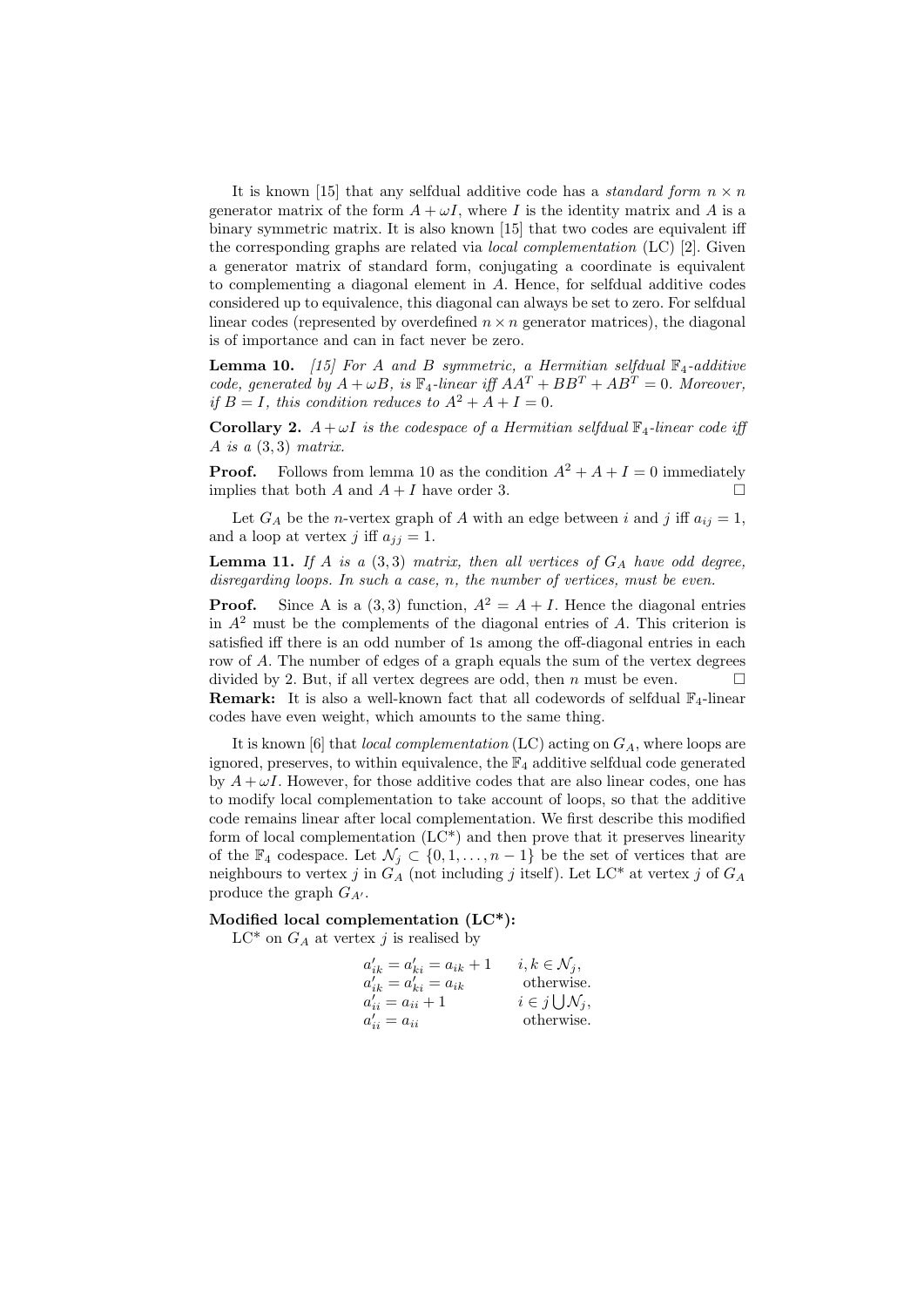It is known [15] that any selfdual additive code has a *standard form* $n \times n$ generator matrix of the form $A + \omega I$, where $I$ is the identity matrix and $A$ is a binary symmetric matrix. It is also known [15] that two codes are equivalent iff the corresponding graphs are related via *local complementation* (LC) [2]. Given a generator matrix of standard form, conjugating a coordinate is equivalent to complementing a diagonal element in $A$. Hence, for selfdual additive codes considered up to equivalence, this diagonal can always be set to zero. For selfdual linear codes (represented by overdefined $n \times n$ generator matrices), the diagonal is of importance and can in fact never be zero.

**Lemma 10.** *[15] For $A$ and $B$ symmetric, a Hermitian selfdual $\mathbb{F}_4$-additive code, generated by $A + \omega B$, is $\mathbb{F}_4$-linear iff $AA^T + BB^T + AB^T = 0$. Moreover, if $B = I$, this condition reduces to $A^2 + A + I = 0$.*

**Corollary 2.** *$A + \omega I$ is the codespace of a Hermitian selfdual $\mathbb{F}_4$-linear code iff $A$ is a $(3, 3)$ matrix.*

**Proof.** Follows from lemma 10 as the condition $A^2 + A + I = 0$ immediately implies that both $A$ and $A + I$ have order 3. □

Let $G_A$ be the $n$-vertex graph of $A$ with an edge between $i$ and $j$ iff $a_{ij} = 1$, and a loop at vertex $j$ iff $a_{jj} = 1$.

**Lemma 11.** *If $A$ is a $(3, 3)$ matrix, then all vertices of $G_A$ have odd degree, disregarding loops. In such a case, $n$, the number of vertices, must be even.*

**Proof.** Since A is a $(3, 3)$ function, $A^2 = A + I$. Hence the diagonal entries in $A^2$ must be the complements of the diagonal entries of $A$. This criterion is satisfied iff there is an odd number of 1s among the off-diagonal entries in each row of $A$. The number of edges of a graph equals the sum of the vertex degrees divided by 2. But, if all vertex degrees are odd, then $n$ must be even. □

**Remark:** It is also a well-known fact that all codewords of selfdual $\mathbb{F}_4$-linear codes have even weight, which amounts to the same thing.

It is known [6] that *local complementation* (LC) acting on $G_A$, where loops are ignored, preserves, to within equivalence, the $\mathbb{F}_4$ additive selfdual code generated by $A + \omega I$. However, for those additive codes that are also linear codes, one has to modify local complementation to take account of loops, so that the additive code remains linear after local complementation. We first describe this modified form of local complementation (LC*) and then prove that it preserves linearity of the $\mathbb{F}_4$ codespace. Let $\mathcal{N}_j \subset \{0, 1, \ldots, n-1\}$ be the set of vertices that are neighbours to vertex $j$ in $G_A$ (not including $j$ itself). Let LC* at vertex $j$ of $G_A$ produce the graph $G_{A'}$.

**Modified local complementation (LC\*):**

LC* on $G_A$ at vertex $j$ is realised by

$$
\begin{array}{ll}
a'_{ik} = a'_{ki} = a_{ik} + 1 & i, k \in \mathcal{N}_j, \\
a'_{ik} = a'_{ki} = a_{ik} & \text{otherwise.} \\
a'_{ii} = a_{ii} + 1 & i \in j \bigcup \mathcal{N}_j, \\
a'_{ii} = a_{ii} & \text{otherwise.}
\end{array}
$$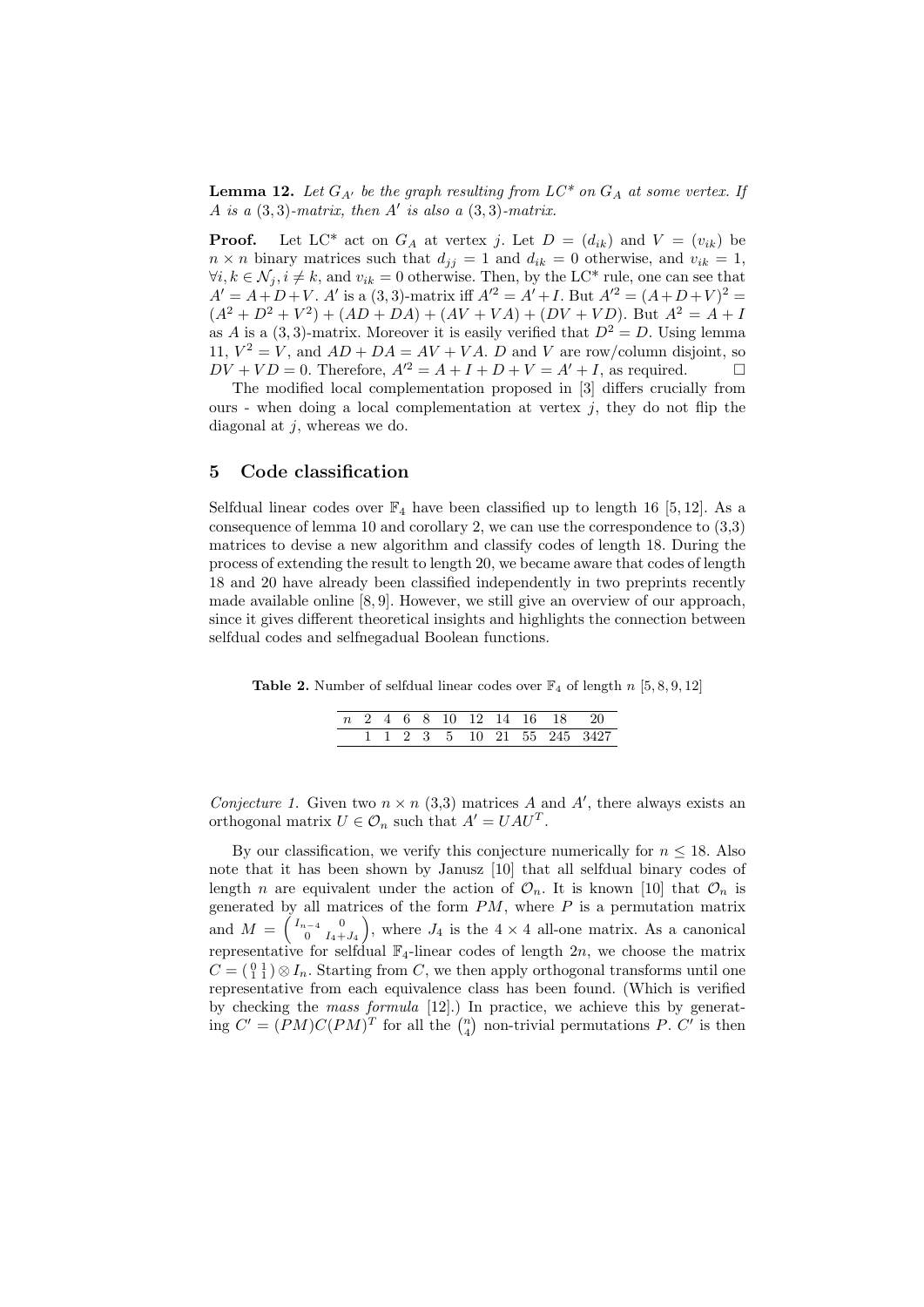**Lemma 12.** *Let $G_{A'}$ be the graph resulting from LC\* on $G_A$ at some vertex. If $A$ is a $(3,3)$-matrix, then $A'$ is also a $(3,3)$-matrix.*

**Proof.** Let LC\* act on $G_A$ at vertex $j$. Let $D = (d_{ik})$ and $V = (v_{ik})$ be $n \times n$ binary matrices such that $d_{jj} = 1$ and $d_{ik} = 0$ otherwise, and $v_{ik} = 1$, $\forall i, k \in \mathcal{N}_j, i \neq k$, and $v_{ik} = 0$ otherwise. Then, by the LC\* rule, one can see that $A' = A + D + V$. $A'$ is a $(3,3)$-matrix iff $A'^2 = A' + I$. But $A'^2 = (A+D+V)^2 = (A^2 + D^2 + V^2) + (AD + DA) + (AV + VA) + (DV + VD)$. But $A^2 = A + I$ as $A$ is a $(3,3)$-matrix. Moreover it is easily verified that $D^2 = D$. Using lemma 11, $V^2 = V$, and $AD + DA = AV + VA$. $D$ and $V$ are row/column disjoint, so $DV + VD = 0$. Therefore, $A'^2 = A + I + D + V = A' + I$, as required. □

The modified local complementation proposed in [3] differs crucially from ours - when doing a local complementation at vertex $j$, they do not flip the diagonal at $j$, whereas we do.

## 5 Code classification

Selfdual linear codes over $\mathbb{F}_4$ have been classified up to length 16 [5, 12]. As a consequence of lemma 10 and corollary 2, we can use the correspondence to (3,3) matrices to devise a new algorithm and classify codes of length 18. During the process of extending the result to length 20, we became aware that codes of length 18 and 20 have already been classified independently in two preprints recently made available online [8, 9]. However, we still give an overview of our approach, since it gives different theoretical insights and highlights the connection between selfdual codes and selfnegadual Boolean functions.

**Table 2.** Number of selfdual linear codes over $\mathbb{F}_4$ of length $n$ [5, 8, 9, 12]

| $n$ | 2 | 4 | 6 | 8 | 10 | 12 | 14 | 16 | 18 | 20 |
|---|---|---|---|---|---|---|---|---|---|---|
| | 1 | 1 | 2 | 3 | 5 | 10 | 21 | 55 | 245 | 3427 |

*Conjecture 1.* Given two $n \times n$ (3,3) matrices $A$ and $A'$, there always exists an orthogonal matrix $U \in \mathcal{O}_n$ such that $A' = UAU^T$.

By our classification, we verify this conjecture numerically for $n \leq 18$. Also note that it has been shown by Janusz [10] that all selfdual binary codes of length $n$ are equivalent under the action of $\mathcal{O}_n$. It is known [10] that $\mathcal{O}_n$ is generated by all matrices of the form $PM$, where $P$ is a permutation matrix and $M = \begin{pmatrix} I_{n-4} & 0 \\ 0 & I_4 + J_4 \end{pmatrix}$, where $J_4$ is the $4 \times 4$ all-one matrix. As a canonical representative for selfdual $\mathbb{F}_4$-linear codes of length $2n$, we choose the matrix $C = \begin{pmatrix} 0 & 1 \\ 1 & 1 \end{pmatrix} \otimes I_n$. Starting from $C$, we then apply orthogonal transforms until one representative from each equivalence class has been found. (Which is verified by checking the *mass formula* [12].) In practice, we achieve this by generating $C' = (PM)C(PM)^T$ for all the $\binom{n}{4}$ non-trivial permutations $P$. $C'$ is then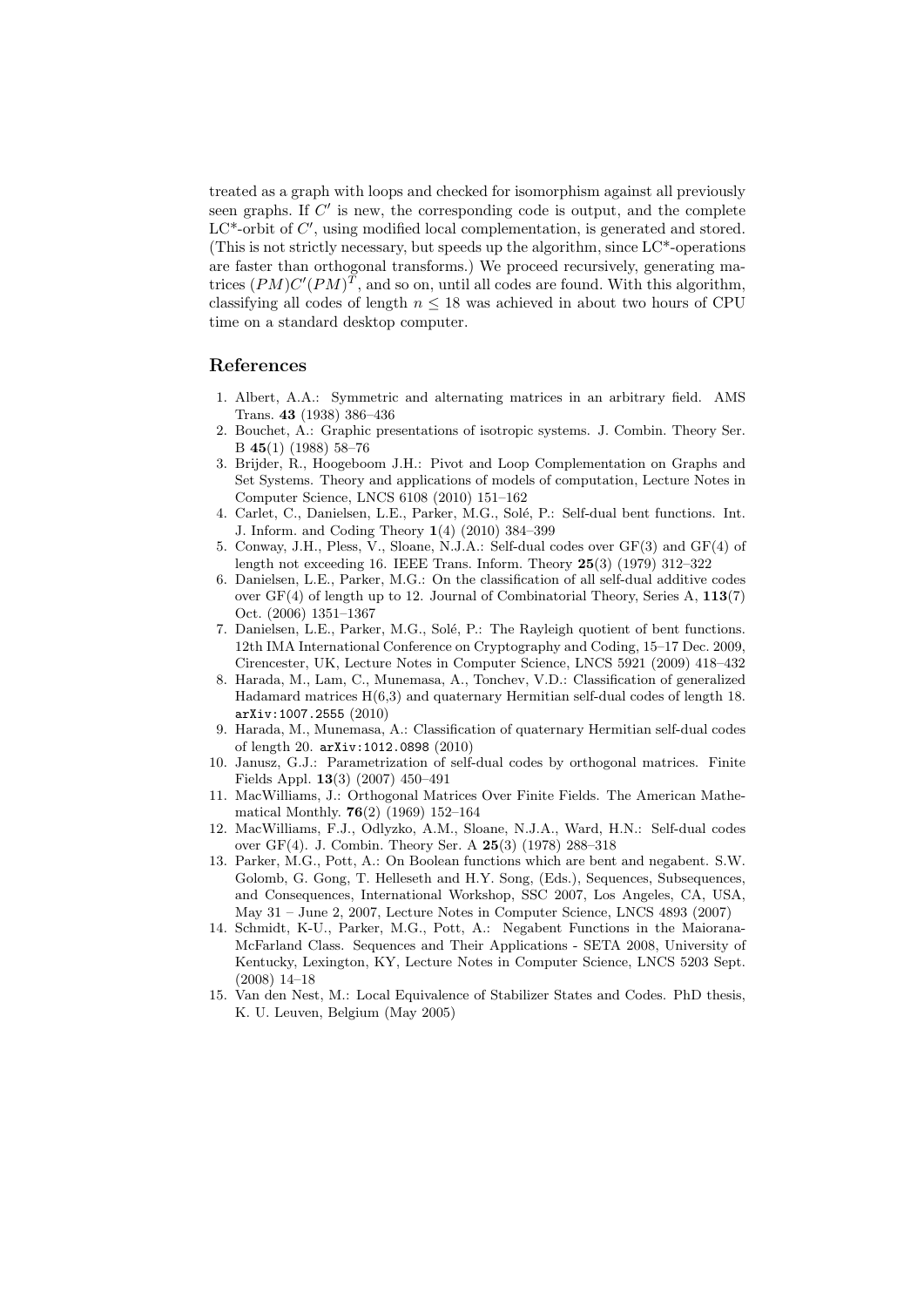treated as a graph with loops and checked for isomorphism against all previously seen graphs. If $C'$ is new, the corresponding code is output, and the complete LC*-orbit of $C'$, using modified local complementation, is generated and stored. (This is not strictly necessary, but speeds up the algorithm, since LC*-operations are faster than orthogonal transforms.) We proceed recursively, generating matrices $(PM)C'(PM)^T$, and so on, until all codes are found. With this algorithm, classifying all codes of length $n \leq 18$ was achieved in about two hours of CPU time on a standard desktop computer.

## References

1. Albert, A.A.: Symmetric and alternating matrices in an arbitrary field. AMS Trans. **43** (1938) 386–436
2. Bouchet, A.: Graphic presentations of isotropic systems. J. Combin. Theory Ser. B **45**(1) (1988) 58–76
3. Brijder, R., Hoogeboom J.H.: Pivot and Loop Complementation on Graphs and Set Systems. Theory and applications of models of computation, Lecture Notes in Computer Science, LNCS 6108 (2010) 151–162
4. Carlet, C., Danielsen, L.E., Parker, M.G., Solé, P.: Self-dual bent functions. Int. J. Inform. and Coding Theory **1**(4) (2010) 384–399
5. Conway, J.H., Pless, V., Sloane, N.J.A.: Self-dual codes over GF(3) and GF(4) of length not exceeding 16. IEEE Trans. Inform. Theory **25**(3) (1979) 312–322
6. Danielsen, L.E., Parker, M.G.: On the classification of all self-dual additive codes over GF(4) of length up to 12. Journal of Combinatorial Theory, Series A, **113**(7) Oct. (2006) 1351–1367
7. Danielsen, L.E., Parker, M.G., Solé, P.: The Rayleigh quotient of bent functions. 12th IMA International Conference on Cryptography and Coding, 15–17 Dec. 2009, Cirencester, UK, Lecture Notes in Computer Science, LNCS 5921 (2009) 418–432
8. Harada, M., Lam, C., Munemasa, A., Tonchev, V.D.: Classification of generalized Hadamard matrices H(6,3) and quaternary Hermitian self-dual codes of length 18. `arXiv:1007.2555` (2010)
9. Harada, M., Munemasa, A.: Classification of quaternary Hermitian self-dual codes of length 20. `arXiv:1012.0898` (2010)
10. Janusz, G.J.: Parametrization of self-dual codes by orthogonal matrices. Finite Fields Appl. **13**(3) (2007) 450–491
11. MacWilliams, J.: Orthogonal Matrices Over Finite Fields. The American Mathematical Monthly. **76**(2) (1969) 152–164
12. MacWilliams, F.J., Odlyzko, A.M., Sloane, N.J.A., Ward, H.N.: Self-dual codes over GF(4). J. Combin. Theory Ser. A **25**(3) (1978) 288–318
13. Parker, M.G., Pott, A.: On Boolean functions which are bent and negabent. S.W. Golomb, G. Gong, T. Helleseth and H.Y. Song, (Eds.), Sequences, Subsequences, and Consequences, International Workshop, SSC 2007, Los Angeles, CA, USA, May 31 – June 2, 2007, Lecture Notes in Computer Science, LNCS 4893 (2007)
14. Schmidt, K-U., Parker, M.G., Pott, A.: Negabent Functions in the Maiorana-McFarland Class. Sequences and Their Applications - SETA 2008, University of Kentucky, Lexington, KY, Lecture Notes in Computer Science, LNCS 5203 Sept. (2008) 14–18
15. Van den Nest, M.: Local Equivalence of Stabilizer States and Codes. PhD thesis, K. U. Leuven, Belgium (May 2005)